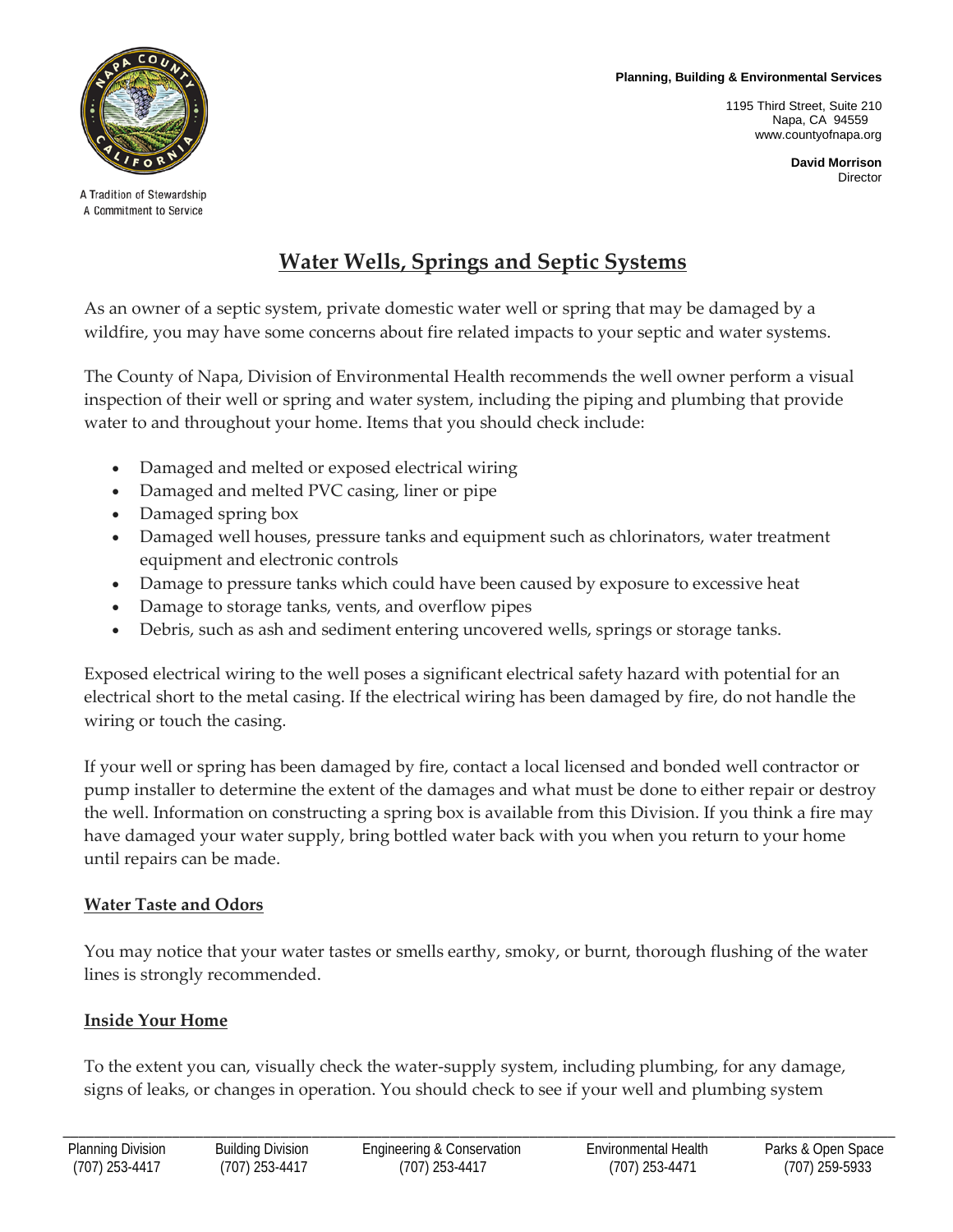A Tradition of Stewardship
A Commitment to Service

**Planning, Building & Environmental Services**

1195 Third Street, Suite 210
Napa, CA 94559
www.countyofnapa.org

**David Morrison**
Director

# Water Wells, Springs and Septic Systems

As an owner of a septic system, private domestic water well or spring that may be damaged by a wildfire, you may have some concerns about fire related impacts to your septic and water systems.

The County of Napa, Division of Environmental Health recommends the well owner perform a visual inspection of their well or spring and water system, including the piping and plumbing that provide water to and throughout your home. Items that you should check include:

- Damaged and melted or exposed electrical wiring
- Damaged and melted PVC casing, liner or pipe
- Damaged spring box
- Damaged well houses, pressure tanks and equipment such as chlorinators, water treatment equipment and electronic controls
- Damage to pressure tanks which could have been caused by exposure to excessive heat
- Damage to storage tanks, vents, and overflow pipes
- Debris, such as ash and sediment entering uncovered wells, springs or storage tanks.

Exposed electrical wiring to the well poses a significant electrical safety hazard with potential for an electrical short to the metal casing. If the electrical wiring has been damaged by fire, do not handle the wiring or touch the casing.

If your well or spring has been damaged by fire, contact a local licensed and bonded well contractor or pump installer to determine the extent of the damages and what must be done to either repair or destroy the well. Information on constructing a spring box is available from this Division. If you think a fire may have damaged your water supply, bring bottled water back with you when you return to your home until repairs can be made.

## Water Taste and Odors

You may notice that your water tastes or smells earthy, smoky, or burnt, thorough flushing of the water lines is strongly recommended.

## Inside Your Home

To the extent you can, visually check the water-supply system, including plumbing, for any damage, signs of leaks, or changes in operation. You should check to see if your well and plumbing system

| Planning Division | Building Division | Engineering & Conservation | Environmental Health | Parks & Open Space |
|---|---|---|---|---|
| (707) 253-4417 | (707) 253-4417 | (707) 253-4417 | (707) 253-4471 | (707) 259-5933 |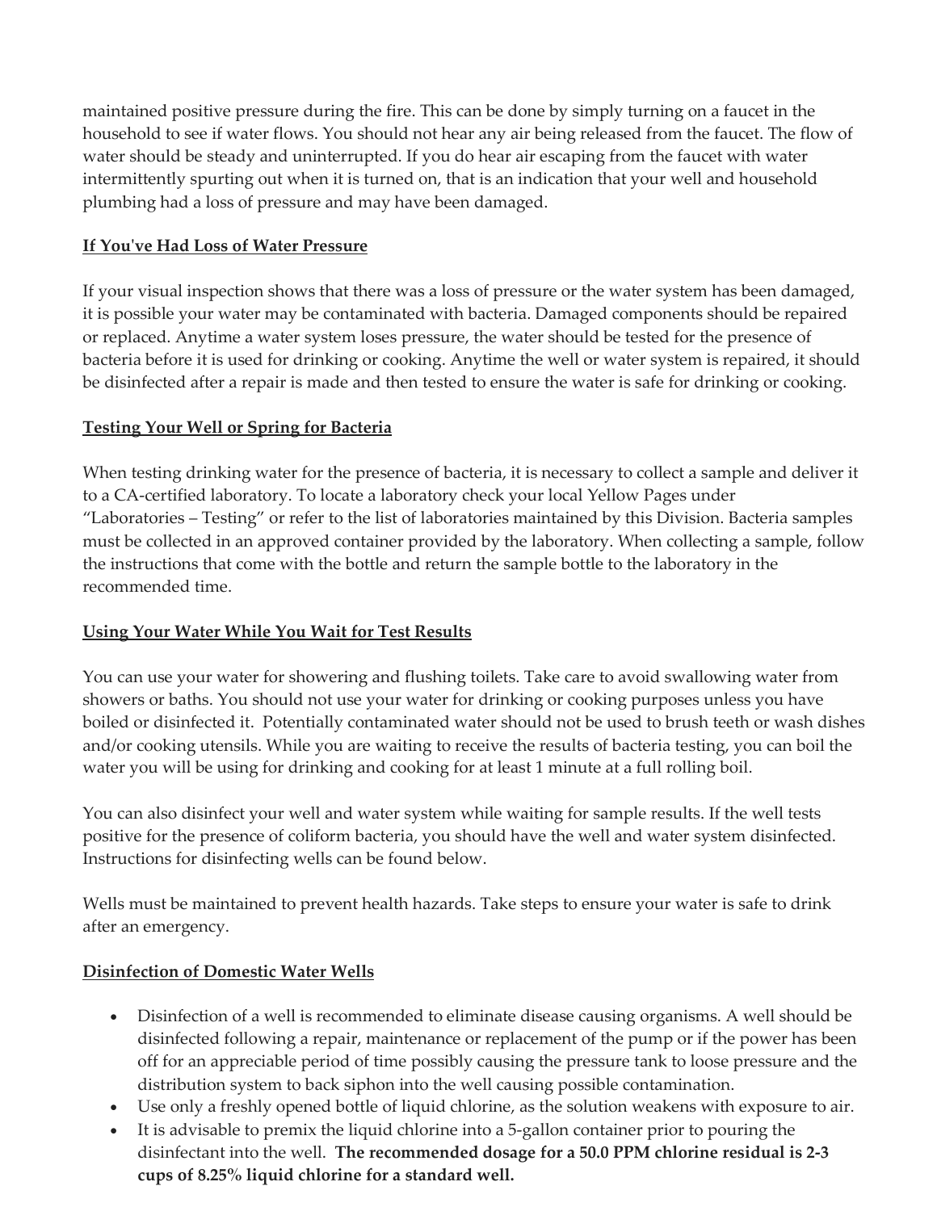maintained positive pressure during the fire. This can be done by simply turning on a faucet in the household to see if water flows. You should not hear any air being released from the faucet. The flow of water should be steady and uninterrupted. If you do hear air escaping from the faucet with water intermittently spurting out when it is turned on, that is an indication that your well and household plumbing had a loss of pressure and may have been damaged.

## If You've Had Loss of Water Pressure

If your visual inspection shows that there was a loss of pressure or the water system has been damaged, it is possible your water may be contaminated with bacteria. Damaged components should be repaired or replaced. Anytime a water system loses pressure, the water should be tested for the presence of bacteria before it is used for drinking or cooking. Anytime the well or water system is repaired, it should be disinfected after a repair is made and then tested to ensure the water is safe for drinking or cooking.

## Testing Your Well or Spring for Bacteria

When testing drinking water for the presence of bacteria, it is necessary to collect a sample and deliver it to a CA-certified laboratory. To locate a laboratory check your local Yellow Pages under “Laboratories – Testing” or refer to the list of laboratories maintained by this Division. Bacteria samples must be collected in an approved container provided by the laboratory. When collecting a sample, follow the instructions that come with the bottle and return the sample bottle to the laboratory in the recommended time.

## Using Your Water While You Wait for Test Results

You can use your water for showering and flushing toilets. Take care to avoid swallowing water from showers or baths. You should not use your water for drinking or cooking purposes unless you have boiled or disinfected it. Potentially contaminated water should not be used to brush teeth or wash dishes and/or cooking utensils. While you are waiting to receive the results of bacteria testing, you can boil the water you will be using for drinking and cooking for at least 1 minute at a full rolling boil.

You can also disinfect your well and water system while waiting for sample results. If the well tests positive for the presence of coliform bacteria, you should have the well and water system disinfected. Instructions for disinfecting wells can be found below.

Wells must be maintained to prevent health hazards. Take steps to ensure your water is safe to drink after an emergency.

## Disinfection of Domestic Water Wells

- Disinfection of a well is recommended to eliminate disease causing organisms. A well should be disinfected following a repair, maintenance or replacement of the pump or if the power has been off for an appreciable period of time possibly causing the pressure tank to loose pressure and the distribution system to back siphon into the well causing possible contamination.
- Use only a freshly opened bottle of liquid chlorine, as the solution weakens with exposure to air.
- It is advisable to premix the liquid chlorine into a 5-gallon container prior to pouring the disinfectant into the well. **The recommended dosage for a 50.0 PPM chlorine residual is 2-3 cups of 8.25% liquid chlorine for a standard well.**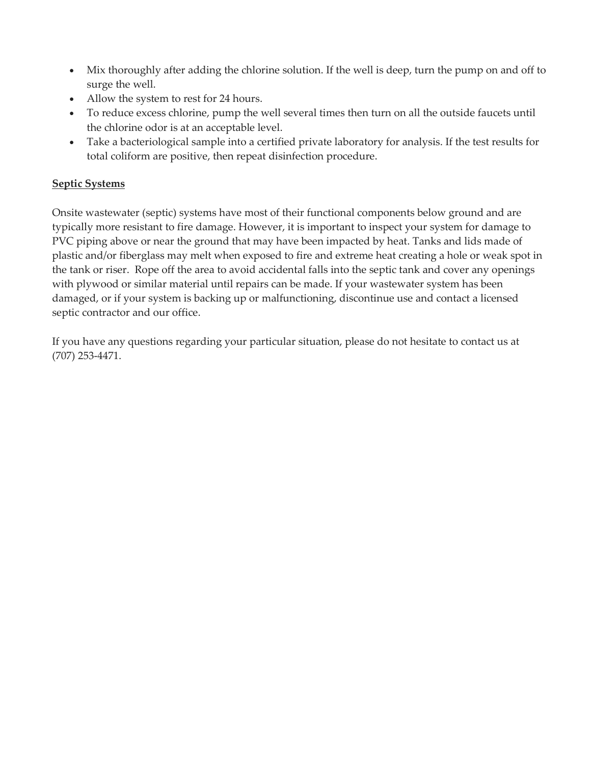- Mix thoroughly after adding the chlorine solution. If the well is deep, turn the pump on and off to surge the well.
- Allow the system to rest for 24 hours.
- To reduce excess chlorine, pump the well several times then turn on all the outside faucets until the chlorine odor is at an acceptable level.
- Take a bacteriological sample into a certified private laboratory for analysis. If the test results for total coliform are positive, then repeat disinfection procedure.

**Septic Systems**

Onsite wastewater (septic) systems have most of their functional components below ground and are typically more resistant to fire damage. However, it is important to inspect your system for damage to PVC piping above or near the ground that may have been impacted by heat. Tanks and lids made of plastic and/or fiberglass may melt when exposed to fire and extreme heat creating a hole or weak spot in the tank or riser. Rope off the area to avoid accidental falls into the septic tank and cover any openings with plywood or similar material until repairs can be made. If your wastewater system has been damaged, or if your system is backing up or malfunctioning, discontinue use and contact a licensed septic contractor and our office.

If you have any questions regarding your particular situation, please do not hesitate to contact us at (707) 253-4471.